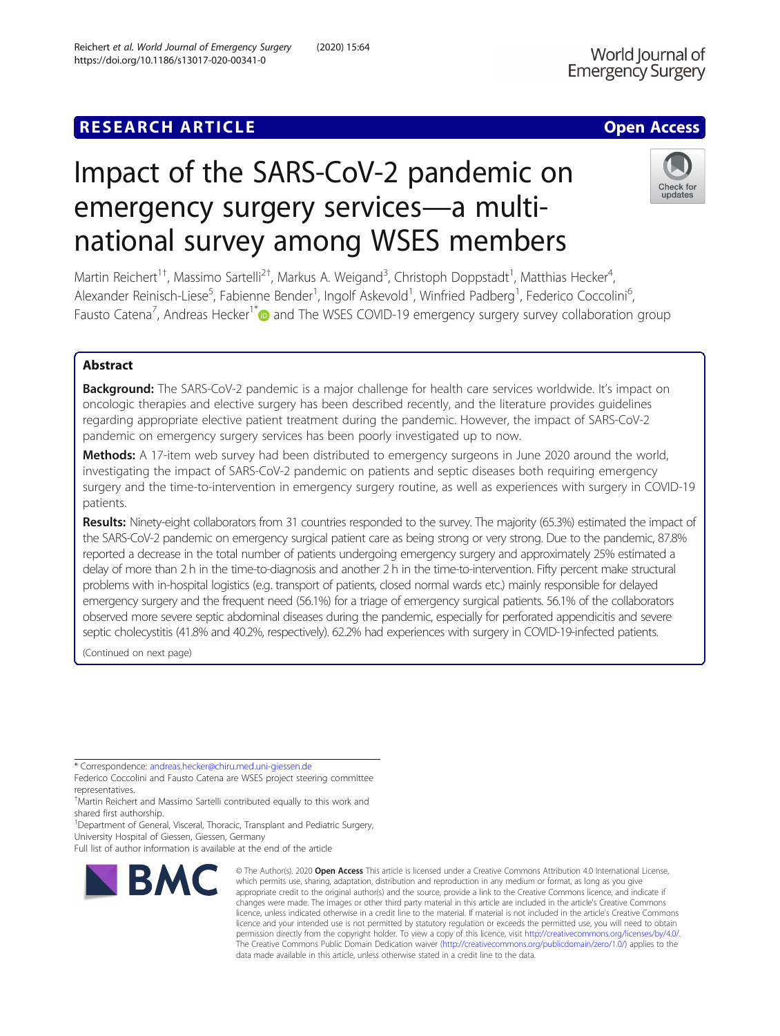RESEARCH ARTICLE

Open Access

# Impact of the SARS-CoV-2 pandemic on emergency surgery services—a multi-national survey among WSES members

Martin Reichert[1†], Massimo Sartelli[2†], Markus A. Weigand[3], Christoph Doppstadt[1], Matthias Hecker[4], Alexander Reinisch-Liese[5], Fabienne Bender[1], Ingolf Askevold[1], Winfried Padberg[1], Federico Coccolini[6], Fausto Catena[7], Andreas Hecker[1*] and The WSES COVID-19 emergency surgery survey collaboration group

## Abstract

**Background:** The SARS-CoV-2 pandemic is a major challenge for health care services worldwide. It's impact on oncologic therapies and elective surgery has been described recently, and the literature provides guidelines regarding appropriate elective patient treatment during the pandemic. However, the impact of SARS-CoV-2 pandemic on emergency surgery services has been poorly investigated up to now.

**Methods:** A 17-item web survey had been distributed to emergency surgeons in June 2020 around the world, investigating the impact of SARS-CoV-2 pandemic on patients and septic diseases both requiring emergency surgery and the time-to-intervention in emergency surgery routine, as well as experiences with surgery in COVID-19 patients.

**Results:** Ninety-eight collaborators from 31 countries responded to the survey. The majority (65.3%) estimated the impact of the SARS-CoV-2 pandemic on emergency surgical patient care as being strong or very strong. Due to the pandemic, 87.8% reported a decrease in the total number of patients undergoing emergency surgery and approximately 25% estimated a delay of more than 2 h in the time-to-diagnosis and another 2 h in the time-to-intervention. Fifty percent make structural problems with in-hospital logistics (e.g. transport of patients, closed normal wards etc.) mainly responsible for delayed emergency surgery and the frequent need (56.1%) for a triage of emergency surgical patients. 56.1% of the collaborators observed more severe septic abdominal diseases during the pandemic, especially for perforated appendicitis and severe septic cholecystitis (41.8% and 40.2%, respectively). 62.2% had experiences with surgery in COVID-19-infected patients.

(Continued on next page)

\* Correspondence: andreas.hecker@chiru.med.uni-giessen.de
Federico Coccolini and Fausto Catena are WSES project steering committee representatives.
†Martin Reichert and Massimo Sartelli contributed equally to this work and shared first authorship.
[1]Department of General, Visceral, Thoracic, Transplant and Pediatric Surgery, University Hospital of Giessen, Giessen, Germany
Full list of author information is available at the end of the article

© The Author(s). 2020 **Open Access** This article is licensed under a Creative Commons Attribution 4.0 International License, which permits use, sharing, adaptation, distribution and reproduction in any medium or format, as long as you give appropriate credit to the original author(s) and the source, provide a link to the Creative Commons licence, and indicate if changes were made. The images or other third party material in this article are included in the article's Creative Commons licence, unless indicated otherwise in a credit line to the material. If material is not included in the article's Creative Commons licence and your intended use is not permitted by statutory regulation or exceeds the permitted use, you will need to obtain permission directly from the copyright holder. To view a copy of this licence, visit http://creativecommons.org/licenses/by/4.0/. The Creative Commons Public Domain Dedication waiver (http://creativecommons.org/publicdomain/zero/1.0/) applies to the data made available in this article, unless otherwise stated in a credit line to the data.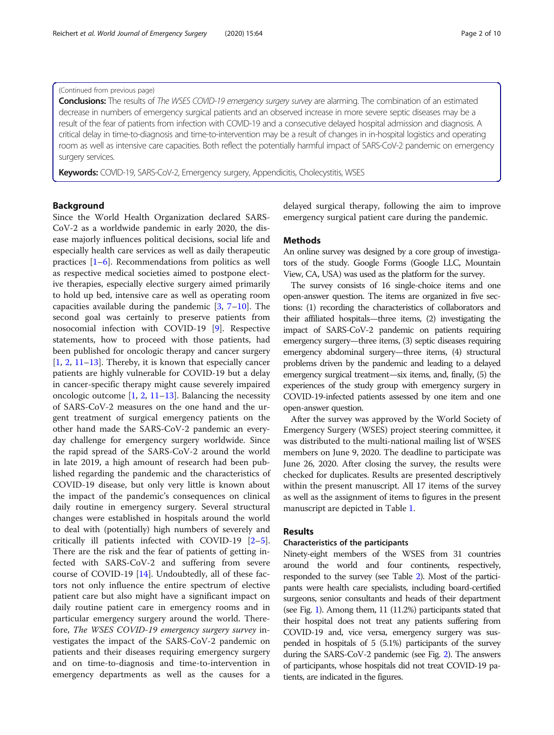(Continued from previous page)

**Conclusions:** The results of *The WSES COVID-19 emergency surgery survey* are alarming. The combination of an estimated decrease in numbers of emergency surgical patients and an observed increase in more severe septic diseases may be a result of the fear of patients from infection with COVID-19 and a consecutive delayed hospital admission and diagnosis. A critical delay in time-to-diagnosis and time-to-intervention may be a result of changes in in-hospital logistics and operating room as well as intensive care capacities. Both reflect the potentially harmful impact of SARS-CoV-2 pandemic on emergency surgery services.

**Keywords:** COVID-19, SARS-CoV-2, Emergency surgery, Appendicitis, Cholecystitis, WSES

## Background

Since the World Health Organization declared SARS-CoV-2 as a worldwide pandemic in early 2020, the disease majorly influences political decisions, social life and especially health care services as well as daily therapeutic practices [1–6]. Recommendations from politics as well as respective medical societies aimed to postpone elective therapies, especially elective surgery aimed primarily to hold up bed, intensive care as well as operating room capacities available during the pandemic [3, 7–10]. The second goal was certainly to preserve patients from nosocomial infection with COVID-19 [9]. Respective statements, how to proceed with those patients, had been published for oncologic therapy and cancer surgery [1, 2, 11–13]. Thereby, it is known that especially cancer patients are highly vulnerable for COVID-19 but a delay in cancer-specific therapy might cause severely impaired oncologic outcome [1, 2, 11–13]. Balancing the necessity of SARS-CoV-2 measures on the one hand and the urgent treatment of surgical emergency patients on the other hand made the SARS-CoV-2 pandemic an everyday challenge for emergency surgery worldwide. Since the rapid spread of the SARS-CoV-2 around the world in late 2019, a high amount of research had been published regarding the pandemic and the characteristics of COVID-19 disease, but only very little is known about the impact of the pandemic's consequences on clinical daily routine in emergency surgery. Several structural changes were established in hospitals around the world to deal with (potentially) high numbers of severely and critically ill patients infected with COVID-19 [2–5]. There are the risk and the fear of patients of getting infected with SARS-CoV-2 and suffering from severe course of COVID-19 [14]. Undoubtedly, all of these factors not only influence the entire spectrum of elective patient care but also might have a significant impact on daily routine patient care in emergency rooms and in particular emergency surgery around the world. Therefore, *The WSES COVID-19 emergency surgery survey* investigates the impact of the SARS-CoV-2 pandemic on patients and their diseases requiring emergency surgery and on time-to-diagnosis and time-to-intervention in emergency departments as well as the causes for a delayed surgical therapy, following the aim to improve emergency surgical patient care during the pandemic.

## Methods

An online survey was designed by a core group of investigators of the study. Google Forms (Google LLC, Mountain View, CA, USA) was used as the platform for the survey.

The survey consists of 16 single-choice items and one open-answer question. The items are organized in five sections: (1) recording the characteristics of collaborators and their affiliated hospitals—three items, (2) investigating the impact of SARS-CoV-2 pandemic on patients requiring emergency surgery—three items, (3) septic diseases requiring emergency abdominal surgery—three items, (4) structural problems driven by the pandemic and leading to a delayed emergency surgical treatment—six items, and, finally, (5) the experiences of the study group with emergency surgery in COVID-19-infected patients assessed by one item and one open-answer question.

After the survey was approved by the World Society of Emergency Surgery (WSES) project steering committee, it was distributed to the multi-national mailing list of WSES members on June 9, 2020. The deadline to participate was June 26, 2020. After closing the survey, the results were checked for duplicates. Results are presented descriptively within the present manuscript. All 17 items of the survey as well as the assignment of items to figures in the present manuscript are depicted in Table 1.

## Results

### Characteristics of the participants

Ninety-eight members of the WSES from 31 countries around the world and four continents, respectively, responded to the survey (see Table 2). Most of the participants were health care specialists, including board-certified surgeons, senior consultants and heads of their department (see Fig. 1). Among them, 11 (11.2%) participants stated that their hospital does not treat any patients suffering from COVID-19 and, vice versa, emergency surgery was suspended in hospitals of 5 (5.1%) participants of the survey during the SARS-CoV-2 pandemic (see Fig. 2). The answers of participants, whose hospitals did not treat COVID-19 patients, are indicated in the figures.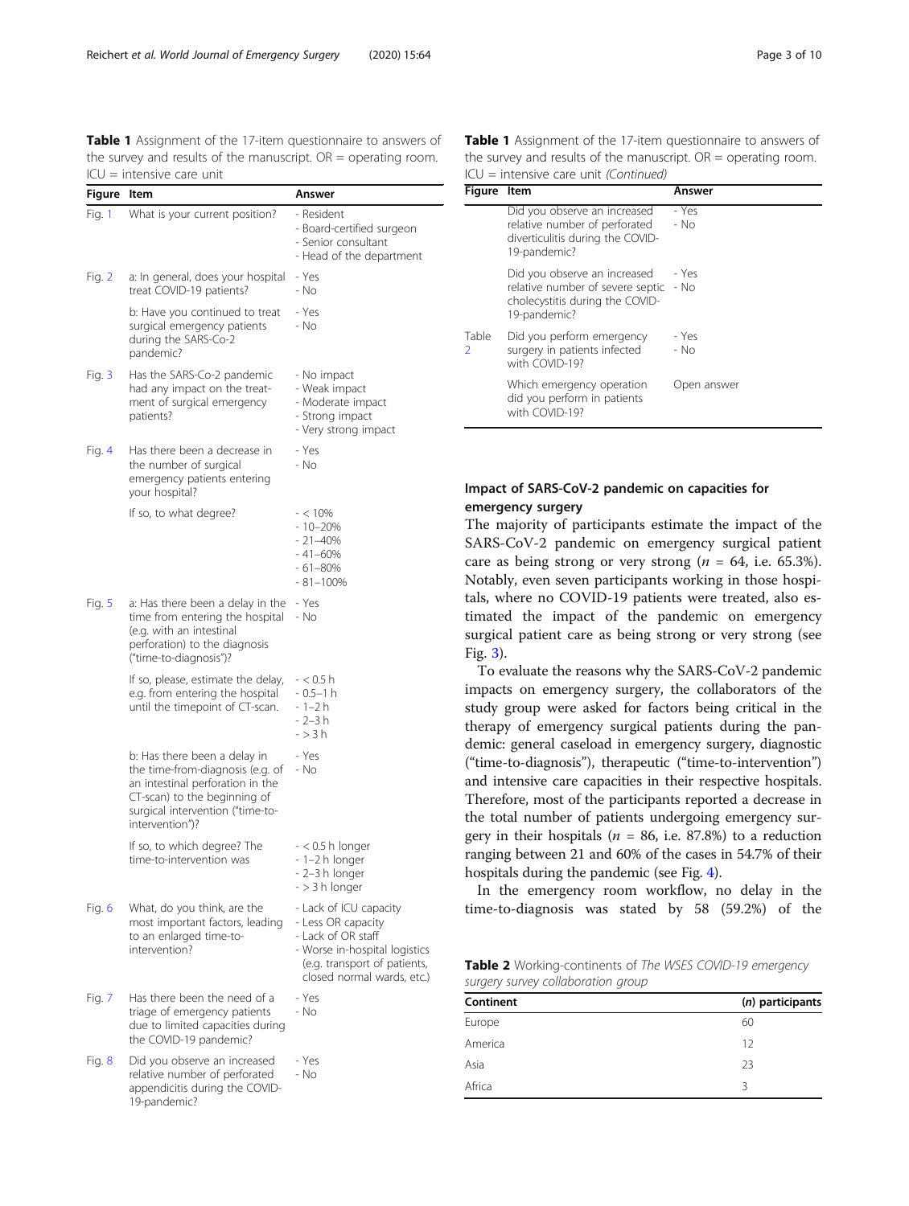**Table 1** Assignment of the 17-item questionnaire to answers of the survey and results of the manuscript. OR = operating room. ICU = intensive care unit

| Figure | Item | Answer |
| --- | --- | --- |
| Fig. 1 | What is your current position? | - Resident<br>- Board-certified surgeon<br>- Senior consultant<br>- Head of the department |
| Fig. 2 | a: In general, does your hospital treat COVID-19 patients? | - Yes<br>- No |
| | b: Have you continued to treat surgical emergency patients during the SARS-Co-2 pandemic? | - Yes<br>- No |
| Fig. 3 | Has the SARS-Co-2 pandemic had any impact on the treatment of surgical emergency patients? | - No impact<br>- Weak impact<br>- Moderate impact<br>- Strong impact<br>- Very strong impact |
| Fig. 4 | Has there been a decrease in the number of surgical emergency patients entering your hospital? | - Yes<br>- No |
| | If so, to what degree? | - < 10%<br>- 10–20%<br>- 21–40%<br>- 41–60%<br>- 61–80%<br>- 81–100% |
| Fig. 5 | a: Has there been a delay in the time from entering the hospital (e.g. with an intestinal perforation) to the diagnosis ("time-to-diagnosis")? | - Yes<br>- No |
| | If so, please, estimate the delay, e.g. from entering the hospital until the timepoint of CT-scan. | - < 0.5 h<br>- 0.5–1 h<br>- 1–2 h<br>- 2–3 h<br>- > 3 h |
| | b: Has there been a delay in the time-from-diagnosis (e.g. of an intestinal perforation in the CT-scan) to the beginning of surgical intervention ("time-to-intervention")? | - Yes<br>- No |
| | If so, to which degree? The time-to-intervention was | - < 0.5 h longer<br>- 1–2 h longer<br>- 2–3 h longer<br>- > 3 h longer |
| Fig. 6 | What, do you think, are the most important factors, leading to an enlarged time-to-intervention? | - Lack of ICU capacity<br>- Less OR capacity<br>- Lack of OR staff<br>- Worse in-hospital logistics (e.g. transport of patients, closed normal wards, etc.) |
| Fig. 7 | Has there been the need of a triage of emergency patients due to limited capacities during the COVID-19 pandemic? | - Yes<br>- No |
| Fig. 8 | Did you observe an increased relative number of perforated appendicitis during the COVID-19-pandemic? | - Yes<br>- No |
| | Did you observe an increased relative number of perforated diverticulitis during the COVID-19-pandemic? | - Yes<br>- No |
| | Did you observe an increased relative number of severe septic cholecystitis during the COVID-19-pandemic? | - Yes<br>- No |
| Table 2 | Did you perform emergency surgery in patients infected with COVID-19? | - Yes<br>- No |
| | Which emergency operation did you perform in patients with COVID-19? | Open answer |

## Impact of SARS-CoV-2 pandemic on capacities for emergency surgery

The majority of participants estimate the impact of the SARS-CoV-2 pandemic on emergency surgical patient care as being strong or very strong ($n$ = 64, i.e. 65.3%). Notably, even seven participants working in those hospitals, where no COVID-19 patients were treated, also estimated the impact of the pandemic on emergency surgical patient care as being strong or very strong (see Fig. 3).

To evaluate the reasons why the SARS-CoV-2 pandemic impacts on emergency surgery, the collaborators of the study group were asked for factors being critical in the therapy of emergency surgical patients during the pandemic: general caseload in emergency surgery, diagnostic ("time-to-diagnosis"), therapeutic ("time-to-intervention") and intensive care capacities in their respective hospitals. Therefore, most of the participants reported a decrease in the total number of patients undergoing emergency surgery in their hospitals ($n$ = 86, i.e. 87.8%) to a reduction ranging between 21 and 60% of the cases in 54.7% of their hospitals during the pandemic (see Fig. 4).

In the emergency room workflow, no delay in the time-to-diagnosis was stated by 58 (59.2%) of the

**Table 2** Working-continents of *The WSES COVID-19 emergency surgery survey collaboration group*

| Continent | (*n*) participants |
| --- | --- |
| Europe | 60 |
| America | 12 |
| Asia | 23 |
| Africa | 3 |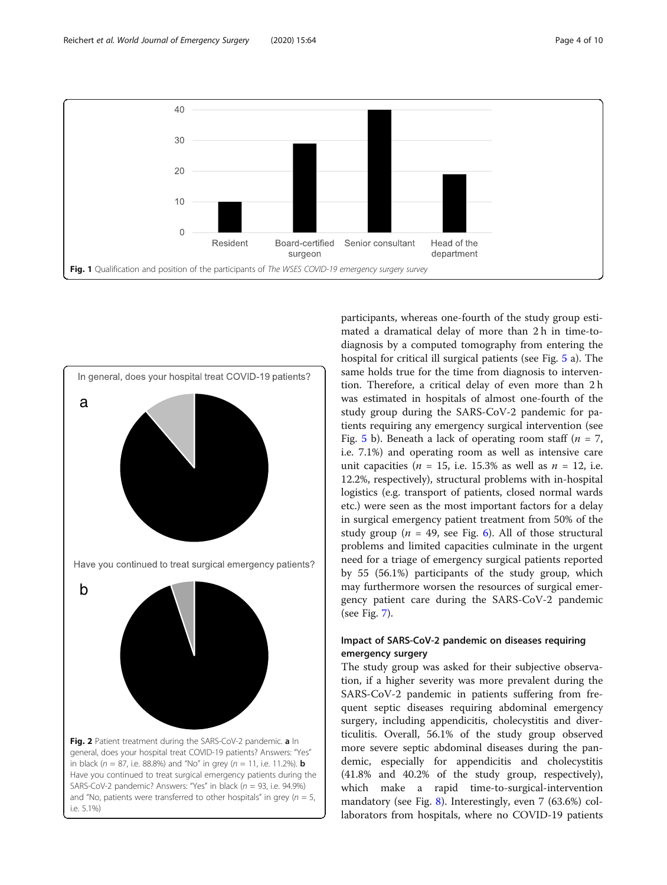Fig. 1 Qualification and position of the participants of *The WSES COVID-19 emergency surgery survey*

Fig. 2 Patient treatment during the SARS-CoV-2 pandemic. **a** In general, does your hospital treat COVID-19 patients? Answers: "Yes" in black ($n$ = 87, i.e. 88.8%) and "No" in grey ($n$ = 11, i.e. 11.2%). **b** Have you continued to treat surgical emergency patients during the SARS-CoV-2 pandemic? Answers: "Yes" in black ($n$ = 93, i.e. 94.9%) and "No, patients were transferred to other hospitals" in grey ($n$ = 5, i.e. 5.1%)

participants, whereas one-fourth of the study group estimated a dramatical delay of more than 2 h in time-to-diagnosis by a computed tomography from entering the hospital for critical ill surgical patients (see Fig. 5 a). The same holds true for the time from diagnosis to intervention. Therefore, a critical delay of even more than 2 h was estimated in hospitals of almost one-fourth of the study group during the SARS-CoV-2 pandemic for patients requiring any emergency surgical intervention (see Fig. 5 b). Beneath a lack of operating room staff ($n$ = 7, i.e. 7.1%) and operating room as well as intensive care unit capacities ($n$ = 15, i.e. 15.3% as well as $n$ = 12, i.e. 12.2%, respectively), structural problems with in-hospital logistics (e.g. transport of patients, closed normal wards etc.) were seen as the most important factors for a delay in surgical emergency patient treatment from 50% of the study group ($n$ = 49, see Fig. 6). All of those structural problems and limited capacities culminate in the urgent need for a triage of emergency surgical patients reported by 55 (56.1%) participants of the study group, which may furthermore worsen the resources of surgical emergency patient care during the SARS-CoV-2 pandemic (see Fig. 7).

### Impact of SARS-CoV-2 pandemic on diseases requiring emergency surgery

The study group was asked for their subjective observation, if a higher severity was more prevalent during the SARS-CoV-2 pandemic in patients suffering from frequent septic diseases requiring abdominal emergency surgery, including appendicitis, cholecystitis and diverticulitis. Overall, 56.1% of the study group observed more severe septic abdominal diseases during the pandemic, especially for appendicitis and cholecystitis (41.8% and 40.2% of the study group, respectively), which make a rapid time-to-surgical-intervention mandatory (see Fig. 8). Interestingly, even 7 (63.6%) collaborators from hospitals, where no COVID-19 patients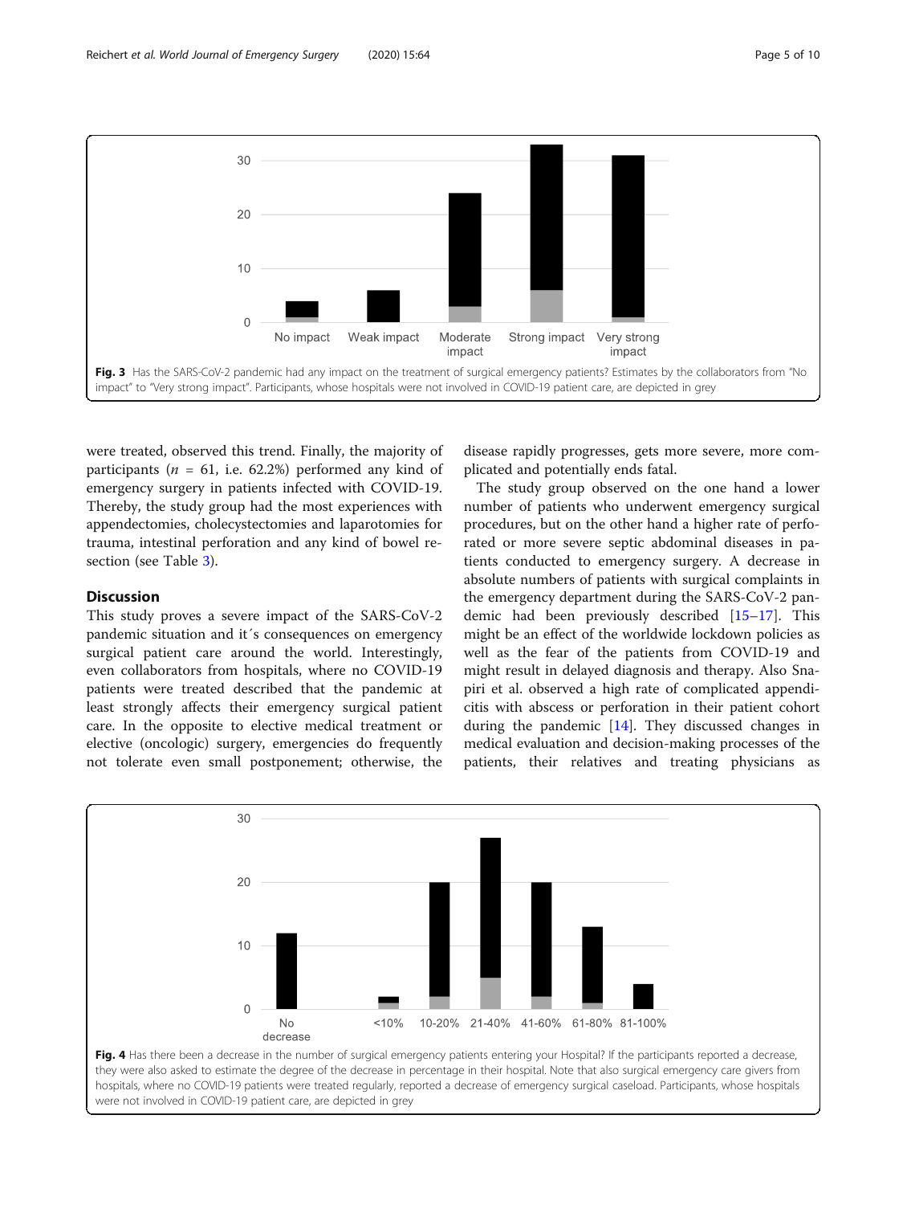Fig. 3 Has the SARS-CoV-2 pandemic had any impact on the treatment of surgical emergency patients? Estimates by the collaborators from "No impact" to "Very strong impact". Participants, whose hospitals were not involved in COVID-19 patient care, are depicted in grey

were treated, observed this trend. Finally, the majority of participants ($n$ = 61, i.e. 62.2%) performed any kind of emergency surgery in patients infected with COVID-19. Thereby, the study group had the most experiences with appendectomies, cholecystectomies and laparotomies for trauma, intestinal perforation and any kind of bowel resection (see Table 3).

## Discussion

This study proves a severe impact of the SARS-CoV-2 pandemic situation and it´s consequences on emergency surgical patient care around the world. Interestingly, even collaborators from hospitals, where no COVID-19 patients were treated described that the pandemic at least strongly affects their emergency surgical patient care. In the opposite to elective medical treatment or elective (oncologic) surgery, emergencies do frequently not tolerate even small postponement; otherwise, the disease rapidly progresses, gets more severe, more complicated and potentially ends fatal.

The study group observed on the one hand a lower number of patients who underwent emergency surgical procedures, but on the other hand a higher rate of perforated or more severe septic abdominal diseases in patients conducted to emergency surgery. A decrease in absolute numbers of patients with surgical complaints in the emergency department during the SARS-CoV-2 pandemic had been previously described [15–17]. This might be an effect of the worldwide lockdown policies as well as the fear of the patients from COVID-19 and might result in delayed diagnosis and therapy. Also Snapiri et al. observed a high rate of complicated appendicitis with abscess or perforation in their patient cohort during the pandemic [14]. They discussed changes in medical evaluation and decision-making processes of the patients, their relatives and treating physicians as

Fig. 4 Has there been a decrease in the number of surgical emergency patients entering your Hospital? If the participants reported a decrease, they were also asked to estimate the degree of the decrease in percentage in their hospital. Note that also surgical emergency care givers from hospitals, where no COVID-19 patients were treated regularly, reported a decrease of emergency surgical caseload. Participants, whose hospitals were not involved in COVID-19 patient care, are depicted in grey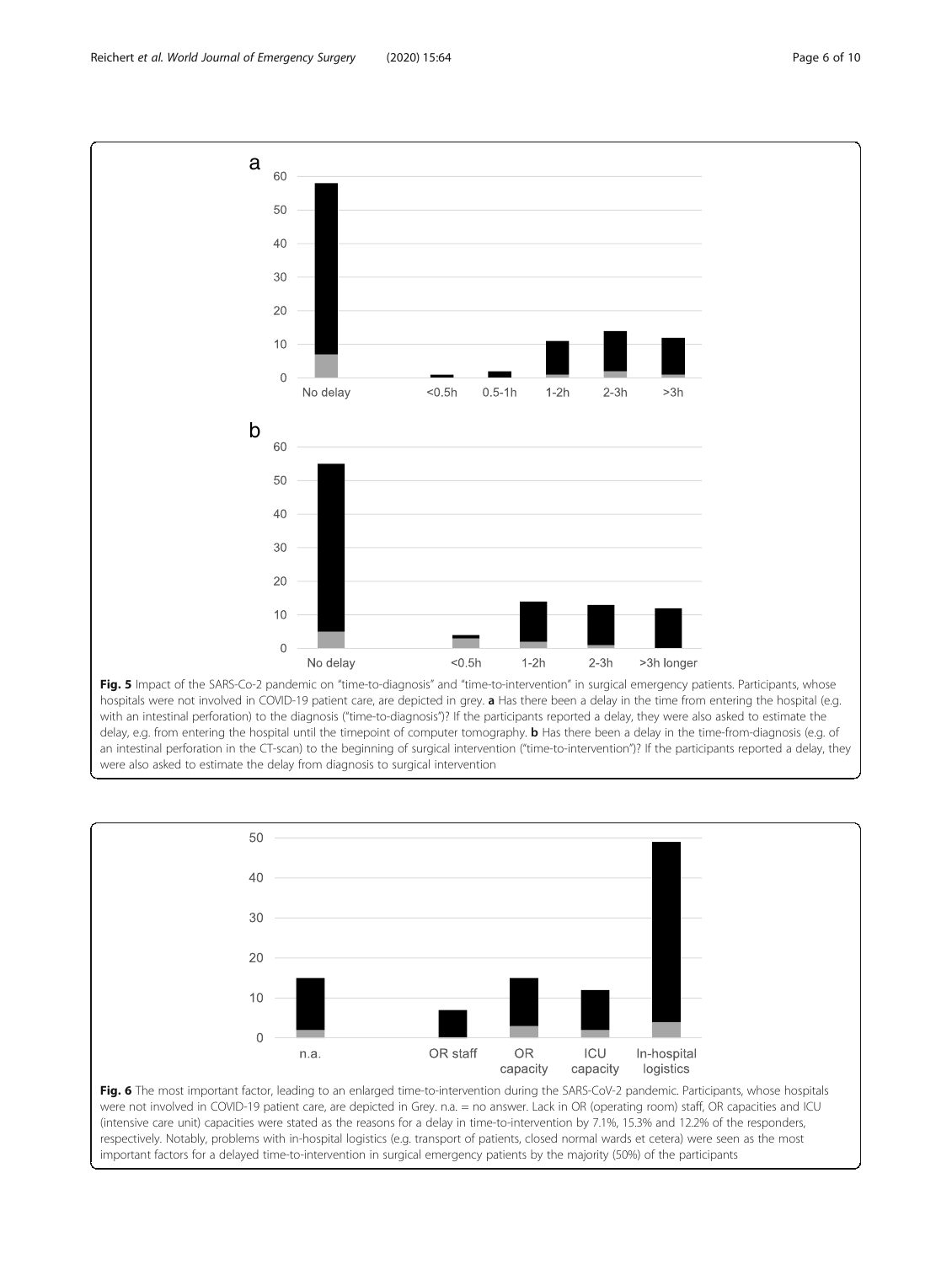**Fig. 5** Impact of the SARS-Co-2 pandemic on "time-to-diagnosis" and "time-to-intervention" in surgical emergency patients. Participants, whose hospitals were not involved in COVID-19 patient care, are depicted in grey. **a** Has there been a delay in the time from entering the hospital (e.g. with an intestinal perforation) to the diagnosis ("time-to-diagnosis")? If the participants reported a delay, they were also asked to estimate the delay, e.g. from entering the hospital until the timepoint of computer tomography. **b** Has there been a delay in the time-from-diagnosis (e.g. of an intestinal perforation in the CT-scan) to the beginning of surgical intervention ("time-to-intervention")? If the participants reported a delay, they were also asked to estimate the delay from diagnosis to surgical intervention

**Fig. 6** The most important factor, leading to an enlarged time-to-intervention during the SARS-CoV-2 pandemic. Participants, whose hospitals were not involved in COVID-19 patient care, are depicted in Grey. n.a. = no answer. Lack in OR (operating room) staff, OR capacities and ICU (intensive care unit) capacities were stated as the reasons for a delay in time-to-intervention by 7.1%, 15.3% and 12.2% of the responders, respectively. Notably, problems with in-hospital logistics (e.g. transport of patients, closed normal wards et cetera) were seen as the most important factors for a delayed time-to-intervention in surgical emergency patients by the majority (50%) of the participants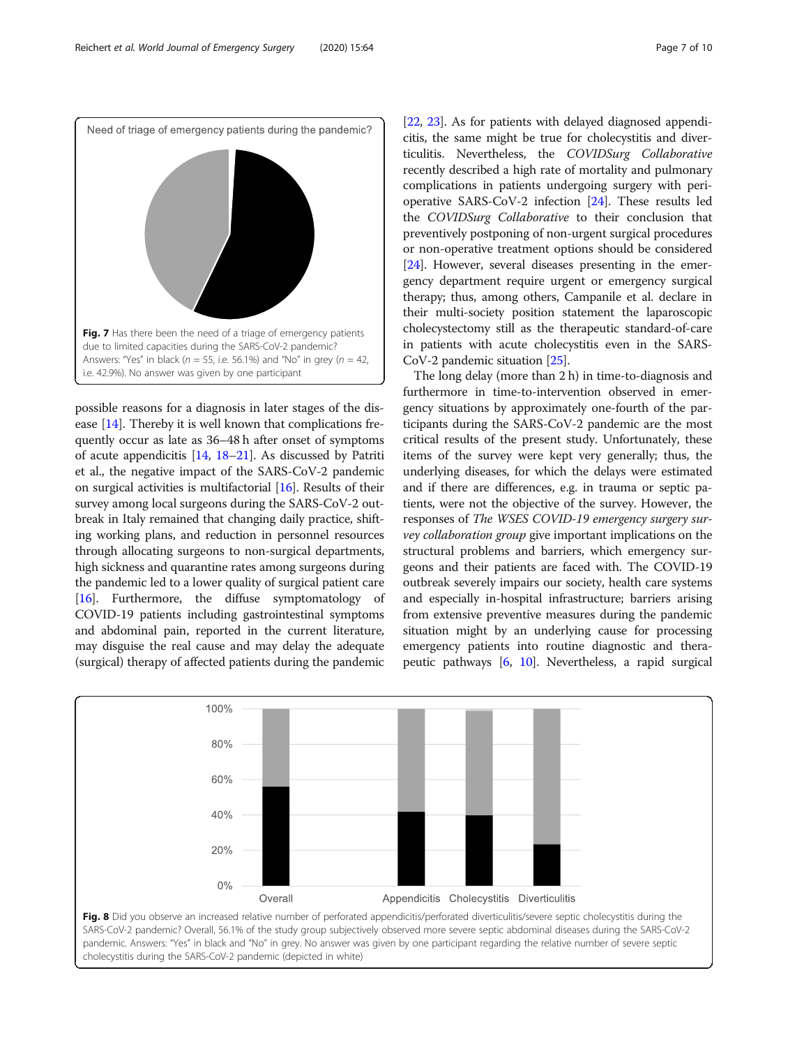Need of triage of emergency patients during the pandemic?

**Fig. 7** Has there been the need of a triage of emergency patients due to limited capacities during the SARS-CoV-2 pandemic? Answers: "Yes" in black ($n$ = 55, i.e. 56.1%) and "No" in grey ($n$ = 42, i.e. 42.9%). No answer was given by one participant

possible reasons for a diagnosis in later stages of the disease [14]. Thereby it is well known that complications frequently occur as late as 36–48 h after onset of symptoms of acute appendicitis [14, 18–21]. As discussed by Patriti et al., the negative impact of the SARS-CoV-2 pandemic on surgical activities is multifactorial [16]. Results of their survey among local surgeons during the SARS-CoV-2 outbreak in Italy remained that changing daily practice, shifting working plans, and reduction in personnel resources through allocating surgeons to non-surgical departments, high sickness and quarantine rates among surgeons during the pandemic led to a lower quality of surgical patient care [16]. Furthermore, the diffuse symptomatology of COVID-19 patients including gastrointestinal symptoms and abdominal pain, reported in the current literature, may disguise the real cause and may delay the adequate (surgical) therapy of affected patients during the pandemic [22, 23]. As for patients with delayed diagnosed appendicitis, the same might be true for cholecystitis and diverticulitis. Nevertheless, the *COVIDSurg Collaborative* recently described a high rate of mortality and pulmonary complications in patients undergoing surgery with perioperative SARS-CoV-2 infection [24]. These results led the *COVIDSurg Collaborative* to their conclusion that preventively postponing of non-urgent surgical procedures or non-operative treatment options should be considered [24]. However, several diseases presenting in the emergency department require urgent or emergency surgical therapy; thus, among others, Campanile et al. declare in their multi-society position statement the laparoscopic cholecystectomy still as the therapeutic standard-of-care in patients with acute cholecystitis even in the SARS-CoV-2 pandemic situation [25].

The long delay (more than 2 h) in time-to-diagnosis and furthermore in time-to-intervention observed in emergency situations by approximately one-fourth of the participants during the SARS-CoV-2 pandemic are the most critical results of the present study. Unfortunately, these items of the survey were kept very generally; thus, the underlying diseases, for which the delays were estimated and if there are differences, e.g. in trauma or septic patients, were not the objective of the survey. However, the responses of *The WSES COVID-19 emergency surgery survey collaboration group* give important implications on the structural problems and barriers, which emergency surgeons and their patients are faced with. The COVID-19 outbreak severely impairs our society, health care systems and especially in-hospital infrastructure; barriers arising from extensive preventive measures during the pandemic situation might by an underlying cause for processing emergency patients into routine diagnostic and therapeutic pathways [6, 10]. Nevertheless, a rapid surgical

**Fig. 8** Did you observe an increased relative number of perforated appendicitis/perforated diverticulitis/severe septic cholecystitis during the SARS-CoV-2 pandemic? Overall, 56.1% of the study group subjectively observed more severe septic abdominal diseases during the SARS-CoV-2 pandemic. Answers: "Yes" in black and "No" in grey. No answer was given by one participant regarding the relative number of severe septic cholecystitis during the SARS-CoV-2 pandemic (depicted in white)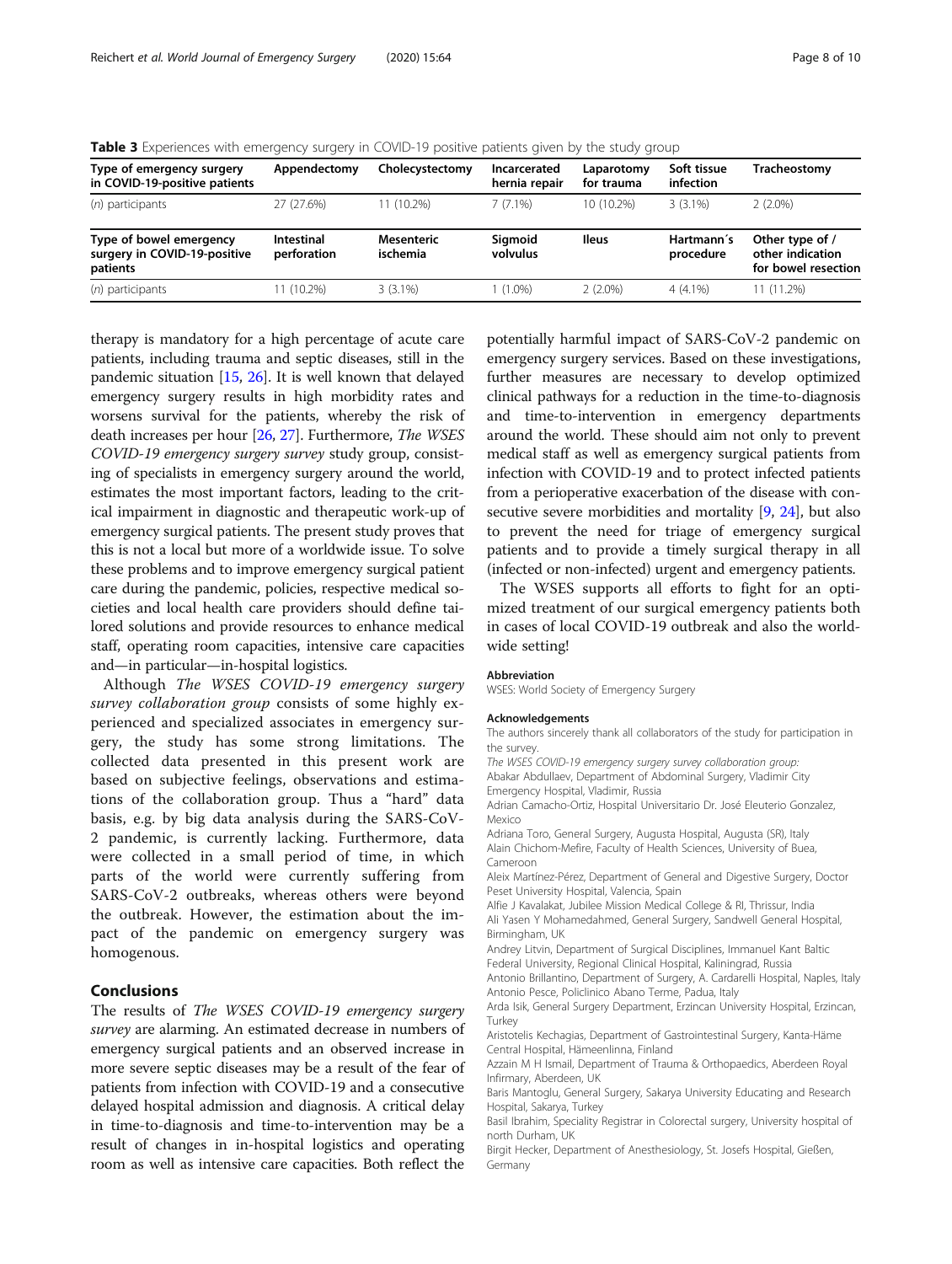**Table 3** Experiences with emergency surgery in COVID-19 positive patients given by the study group

| Type of emergency surgery in COVID-19-positive patients | Appendectomy | Cholecystectomy | Incarcerated hernia repair | Laparotomy for trauma | Soft tissue infection | Tracheostomy |
|---|---|---|---|---|---|---|
| (n) participants | 27 (27.6%) | 11 (10.2%) | 7 (7.1%) | 10 (10.2%) | 3 (3.1%) | 2 (2.0%) |
| **Type of bowel emergency surgery in COVID-19-positive patients** | **Intestinal perforation** | **Mesenteric ischemia** | **Sigmoid volvulus** | **Ileus** | **Hartmann´s procedure** | **Other type of / other indication for bowel resection** |
| (n) participants | 11 (10.2%) | 3 (3.1%) | 1 (1.0%) | 2 (2.0%) | 4 (4.1%) | 11 (11.2%) |

therapy is mandatory for a high percentage of acute care patients, including trauma and septic diseases, still in the pandemic situation [15, 26]. It is well known that delayed emergency surgery results in high morbidity rates and worsens survival for the patients, whereby the risk of death increases per hour [26, 27]. Furthermore, *The WSES COVID-19 emergency surgery survey* study group, consisting of specialists in emergency surgery around the world, estimates the most important factors, leading to the critical impairment in diagnostic and therapeutic work-up of emergency surgical patients. The present study proves that this is not a local but more of a worldwide issue. To solve these problems and to improve emergency surgical patient care during the pandemic, policies, respective medical societies and local health care providers should define tailored solutions and provide resources to enhance medical staff, operating room capacities, intensive care capacities and—in particular—in-hospital logistics.

Although *The WSES COVID-19 emergency surgery survey collaboration group* consists of some highly experienced and specialized associates in emergency surgery, the study has some strong limitations. The collected data presented in this present work are based on subjective feelings, observations and estimations of the collaboration group. Thus a "hard" data basis, e.g. by big data analysis during the SARS-CoV-2 pandemic, is currently lacking. Furthermore, data were collected in a small period of time, in which parts of the world were currently suffering from SARS-CoV-2 outbreaks, whereas others were beyond the outbreak. However, the estimation about the impact of the pandemic on emergency surgery was homogenous.

## Conclusions

The results of *The WSES COVID-19 emergency surgery survey* are alarming. An estimated decrease in numbers of emergency surgical patients and an observed increase in more severe septic diseases may be a result of the fear of patients from infection with COVID-19 and a consecutive delayed hospital admission and diagnosis. A critical delay in time-to-diagnosis and time-to-intervention may be a result of changes in in-hospital logistics and operating room as well as intensive care capacities. Both reflect the potentially harmful impact of SARS-CoV-2 pandemic on emergency surgery services. Based on these investigations, further measures are necessary to develop optimized clinical pathways for a reduction in the time-to-diagnosis and time-to-intervention in emergency departments around the world. These should aim not only to prevent medical staff as well as emergency surgical patients from infection with COVID-19 and to protect infected patients from a perioperative exacerbation of the disease with consecutive severe morbidities and mortality [9, 24], but also to prevent the need for triage of emergency surgical patients and to provide a timely surgical therapy in all (infected or non-infected) urgent and emergency patients.

The WSES supports all efforts to fight for an optimized treatment of our surgical emergency patients both in cases of local COVID-19 outbreak and also the worldwide setting!

#### Abbreviation

WSES: World Society of Emergency Surgery

#### Acknowledgements

The authors sincerely thank all collaborators of the study for participation in the survey.

*The WSES COVID-19 emergency surgery survey collaboration group:*

Abakar Abdullaev, Department of Abdominal Surgery, Vladimir City Emergency Hospital, Vladimir, Russia

Adrian Camacho-Ortiz, Hospital Universitario Dr. José Eleuterio Gonzalez, Mexico

Adriana Toro, General Surgery, Augusta Hospital, Augusta (SR), Italy

Alain Chichom-Mefire, Faculty of Health Sciences, University of Buea, Cameroon

Aleix Martínez-Pérez, Department of General and Digestive Surgery, Doctor Peset University Hospital, Valencia, Spain

Alfie J Kavalakat, Jubilee Mission Medical College & RI, Thrissur, India

Ali Yasen Y Mohamedahmed, General Surgery, Sandwell General Hospital, Birmingham, UK

Andrey Litvin, Department of Surgical Disciplines, Immanuel Kant Baltic Federal University, Regional Clinical Hospital, Kaliningrad, Russia

Antonio Brillantino, Department of Surgery, A. Cardarelli Hospital, Naples, Italy

Antonio Pesce, Policlinico Abano Terme, Padua, Italy

Arda Isik, General Surgery Department, Erzincan University Hospital, Erzincan, Turkey

Aristotelis Kechagias, Department of Gastrointestinal Surgery, Kanta-Häme Central Hospital, Hämeenlinna, Finland

Azzain M H Ismail, Department of Trauma & Orthopaedics, Aberdeen Royal Infirmary, Aberdeen, UK

Baris Mantoglu, General Surgery, Sakarya University Educating and Research Hospital, Sakarya, Turkey

Basil Ibrahim, Speciality Registrar in Colorectal surgery, University hospital of north Durham, UK

Birgit Hecker, Department of Anesthesiology, St. Josefs Hospital, Gießen, Germany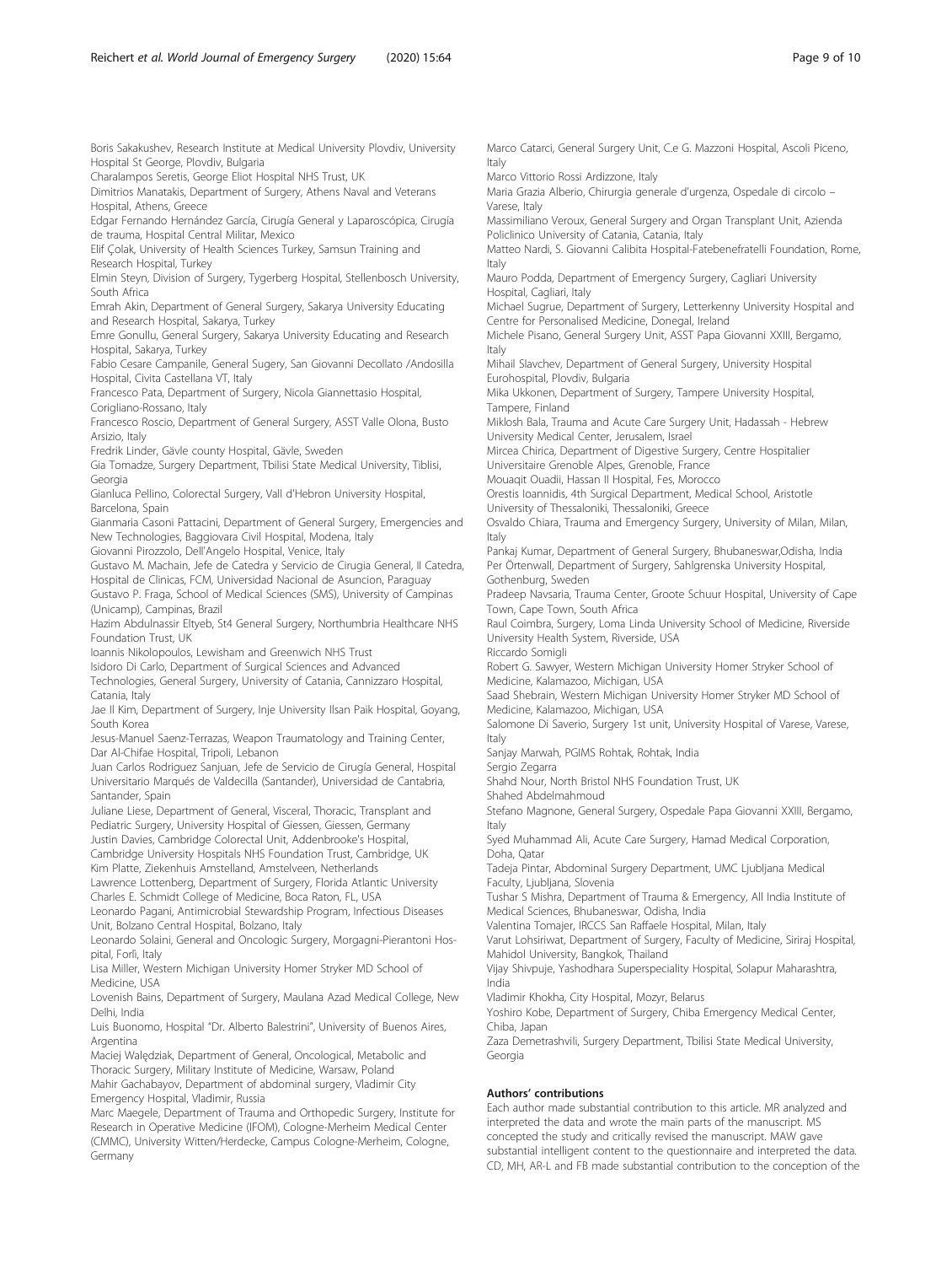Boris Sakakushev, Research Institute at Medical University Plovdiv, University Hospital St George, Plovdiv, Bulgaria
Charalampos Seretis, George Eliot Hospital NHS Trust, UK
Dimitrios Manatakis, Department of Surgery, Athens Naval and Veterans Hospital, Athens, Greece
Edgar Fernando Hernández García, Cirugía General y Laparoscópica, Cirugía de trauma, Hospital Central Militar, Mexico
Elif Çolak, University of Health Sciences Turkey, Samsun Training and Research Hospital, Turkey
Elmin Steyn, Division of Surgery, Tygerberg Hospital, Stellenbosch University, South Africa
Emrah Akin, Department of General Surgery, Sakarya University Educating and Research Hospital, Sakarya, Turkey
Emre Gonullu, General Surgery, Sakarya University Educating and Research Hospital, Sakarya, Turkey
Fabio Cesare Campanile, General Sugery, San Giovanni Decollato /Andosilla Hospital, Civita Castellana VT, Italy
Francesco Pata, Department of Surgery, Nicola Giannettasio Hospital, Corigliano-Rossano, Italy
Francesco Roscio, Department of General Surgery, ASST Valle Olona, Busto Arsizio, Italy
Fredrik Linder, Gävle county Hospital, Gävle, Sweden
Gia Tomadze, Surgery Department, Tbilisi State Medical University, Tiblisi, Georgia
Gianluca Pellino, Colorectal Surgery, Vall d'Hebron University Hospital, Barcelona, Spain
Gianmaria Casoni Pattacini, Department of General Surgery, Emergencies and New Technologies, Baggiovara Civil Hospital, Modena, Italy
Giovanni Pirozzolo, Dell'Angelo Hospital, Venice, Italy
Gustavo M. Machain, Jefe de Catedra y Servicio de Cirugia General, II Catedra, Hospital de Clinicas, FCM, Universidad Nacional de Asuncion, Paraguay
Gustavo P. Fraga, School of Medical Sciences (SMS), University of Campinas (Unicamp), Campinas, Brazil
Hazim Abdulnassir Eltyeb, St4 General Surgery, Northumbria Healthcare NHS Foundation Trust, UK
Ioannis Nikolopoulos, Lewisham and Greenwich NHS Trust
Isidoro Di Carlo, Department of Surgical Sciences and Advanced Technologies, General Surgery, University of Catania, Cannizzaro Hospital, Catania, Italy
Jae Il Kim, Department of Surgery, Inje University Ilsan Paik Hospital, Goyang, South Korea
Jesus-Manuel Saenz-Terrazas, Weapon Traumatology and Training Center, Dar Al-Chifae Hospital, Tripoli, Lebanon
Juan Carlos Rodriguez Sanjuan, Jefe de Servicio de Cirugía General, Hospital Universitario Marqués de Valdecilla (Santander), Universidad de Cantabria, Santander, Spain
Juliane Liese, Department of General, Visceral, Thoracic, Transplant and Pediatric Surgery, University Hospital of Giessen, Giessen, Germany
Justin Davies, Cambridge Colorectal Unit, Addenbrooke's Hospital, Cambridge University Hospitals NHS Foundation Trust, Cambridge, UK
Kim Platte, Ziekenhuis Amstelland, Amstelveen, Netherlands
Lawrence Lottenberg, Department of Surgery, Florida Atlantic University Charles E. Schmidt College of Medicine, Boca Raton, FL, USA
Leonardo Pagani, Antimicrobial Stewardship Program, Infectious Diseases Unit, Bolzano Central Hospital, Bolzano, Italy
Leonardo Solaini, General and Oncologic Surgery, Morgagni-Pierantoni Hospital, Forlì, Italy
Lisa Miller, Western Michigan University Homer Stryker MD School of Medicine, USA
Lovenish Bains, Department of Surgery, Maulana Azad Medical College, New Delhi, India
Luis Buonomo, Hospital "Dr. Alberto Balestrini", University of Buenos Aires, Argentina
Maciej Walędziak, Department of General, Oncological, Metabolic and Thoracic Surgery, Military Institute of Medicine, Warsaw, Poland
Mahir Gachabayov, Department of abdominal surgery, Vladimir City Emergency Hospital, Vladimir, Russia
Marc Maegele, Department of Trauma and Orthopedic Surgery, Institute for Research in Operative Medicine (IFOM), Cologne-Merheim Medical Center (CMMC), University Witten/Herdecke, Campus Cologne-Merheim, Cologne, Germany
Marco Catarci, General Surgery Unit, C.e G. Mazzoni Hospital, Ascoli Piceno, Italy
Marco Vittorio Rossi Ardizzone, Italy
Maria Grazia Alberio, Chirurgia generale d'urgenza, Ospedale di circolo – Varese, Italy
Massimiliano Veroux, General Surgery and Organ Transplant Unit, Azienda Policlinico University of Catania, Catania, Italy
Matteo Nardi, S. Giovanni Calibita Hospital-Fatebenefratelli Foundation, Rome, Italy
Mauro Podda, Department of Emergency Surgery, Cagliari University Hospital, Cagliari, Italy
Michael Sugrue, Department of Surgery, Letterkenny University Hospital and Centre for Personalised Medicine, Donegal, Ireland
Michele Pisano, General Surgery Unit, ASST Papa Giovanni XXIII, Bergamo, Italy
Mihail Slavchev, Department of General Surgery, University Hospital Eurohospital, Plovdiv, Bulgaria
Mika Ukkonen, Department of Surgery, Tampere University Hospital, Tampere, Finland
Miklosh Bala, Trauma and Acute Care Surgery Unit, Hadassah - Hebrew University Medical Center, Jerusalem, Israel
Mircea Chirica, Department of Digestive Surgery, Centre Hospitalier Universitaire Grenoble Alpes, Grenoble, France
Mouaqit Ouadii, Hassan II Hospital, Fes, Morocco
Orestis Ioannidis, 4th Surgical Department, Medical School, Aristotle University of Thessaloniki, Thessaloniki, Greece
Osvaldo Chiara, Trauma and Emergency Surgery, University of Milan, Milan, Italy
Pankaj Kumar, Department of General Surgery, Bhubaneswar,Odisha, India
Per Örtenwall, Department of Surgery, Sahlgrenska University Hospital, Gothenburg, Sweden
Pradeep Navsaria, Trauma Center, Groote Schuur Hospital, University of Cape Town, Cape Town, South Africa
Raul Coimbra, Surgery, Loma Linda University School of Medicine, Riverside University Health System, Riverside, USA
Riccardo Somigli
Robert G. Sawyer, Western Michigan University Homer Stryker School of Medicine, Kalamazoo, Michigan, USA
Saad Shebrain, Western Michigan University Homer Stryker MD School of Medicine, Kalamazoo, Michigan, USA
Salomone Di Saverio, Surgery 1st unit, University Hospital of Varese, Varese, Italy
Sanjay Marwah, PGIMS Rohtak, Rohtak, India
Sergio Zegarra
Shahd Nour, North Bristol NHS Foundation Trust, UK
Shahed Abdelmahmoud
Stefano Magnone, General Surgery, Ospedale Papa Giovanni XXIII, Bergamo, Italy
Syed Muhammad Ali, Acute Care Surgery, Hamad Medical Corporation, Doha, Qatar
Tadeja Pintar, Abdominal Surgery Department, UMC Ljubljana Medical Faculty, Ljubljana, Slovenia
Tushar S Mishra, Department of Trauma & Emergency, All India Institute of Medical Sciences, Bhubaneswar, Odisha, India
Valentina Tomajer, IRCCS San Raffaele Hospital, Milan, Italy
Varut Lohsiriwat, Department of Surgery, Faculty of Medicine, Siriraj Hospital, Mahidol University, Bangkok, Thailand
Vijay Shivpuje, Yashodhara Superspeciality Hospital, Solapur Maharashtra, India
Vladimir Khokha, City Hospital, Mozyr, Belarus
Yoshiro Kobe, Department of Surgery, Chiba Emergency Medical Center, Chiba, Japan
Zaza Demetrashvili, Surgery Department, Tbilisi State Medical University, Georgia

## Authors' contributions

Each author made substantial contribution to this article. MR analyzed and interpreted the data and wrote the main parts of the manuscript. MS concepted the study and critically revised the manuscript. MAW gave substantial intelligent content to the questionnaire and interpreted the data. CD, MH, AR-L and FB made substantial contribution to the conception of the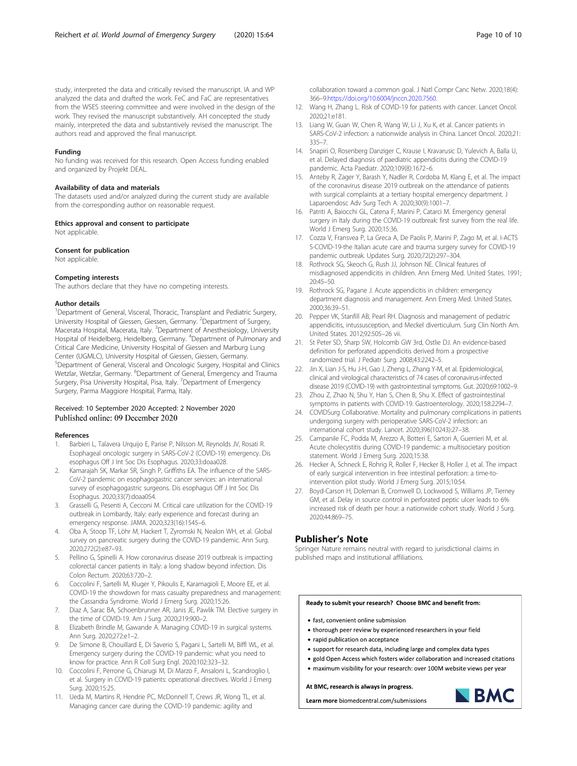study, interpreted the data and critically revised the manuscript. IA and WP analyzed the data and drafted the work. FeC and FaC are representatives from the WSES steering committee and were involved in the design of the work. They revised the manuscript substantively. AH concepted the study mainly, interpreted the data and substantively revised the manuscript. The authors read and approved the final manuscript.

### Funding

No funding was received for this research. Open Access funding enabled and organized by Projekt DEAL.

### Availability of data and materials

The datasets used and/or analyzed during the current study are available from the corresponding author on reasonable request.

### Ethics approval and consent to participate

Not applicable.

### Consent for publication

Not applicable.

### Competing interests

The authors declare that they have no competing interests.

### Author details

[1]Department of General, Visceral, Thoracic, Transplant and Pediatric Surgery, University Hospital of Giessen, Giessen, Germany. [2]Department of Surgery, Macerata Hospital, Macerata, Italy. [3]Department of Anesthesiology, University Hospital of Heidelberg, Heidelberg, Germany. [4]Department of Pulmonary and Critical Care Medicine, University Hospital of Giessen and Marburg Lung Center (UGMLC), University Hospital of Giessen, Giessen, Germany. [5]Department of General, Visceral and Oncologic Surgery, Hospital and Clinics Wetzlar, Wetzlar, Germany. [6]Department of General, Emergency and Trauma Surgery, Pisa University Hospital, Pisa, Italy. [7]Department of Emergency Surgery, Parma Maggiore Hospital, Parma, Italy.

Received: 10 September 2020 Accepted: 2 November 2020
Published online: 09 December 2020

### References

1. Barbieri L, Talavera Urquijo E, Parise P, Nilsson M, Reynolds JV, Rosati R. Esophageal oncologic surgery in SARS-CoV-2 (COVID-19) emergency. Dis esophagus Off J Int Soc Dis Esophagus. 2020;33:doaa028.
2. Kamarajah SK, Markar SR, Singh P, Griffiths EA. The influence of the SARS-CoV-2 pandemic on esophagogastric cancer services: an international survey of esophagogastric surgeons. Dis esophagus Off J Int Soc Dis Esophagus. 2020;33(7):doaa054.
3. Grasselli G, Pesenti A, Cecconi M. Critical care utilization for the COVID-19 outbreak in Lombardy, Italy: early experience and forecast during an emergency response. JAMA. 2020;323(16):1545–6.
4. Oba A, Stoop TF, Löhr M, Hackert T, Zyromski N, Nealon WH, et al. Global survey on pancreatic surgery during the COVID-19 pandemic. Ann Surg. 2020;272(2):e87–93.
5. Pellino G, Spinelli A. How coronavirus disease 2019 outbreak is impacting colorectal cancer patients in Italy: a long shadow beyond infection. Dis Colon Rectum. 2020;63:720–2.
6. Coccolini F, Sartelli M, Kluger Y, Pikoulis E, Karamagioli E, Moore EE, et al. COVID-19 the showdown for mass casualty preparedness and management: the Cassandra Syndrome. World J Emerg Surg. 2020;15:26.
7. Diaz A, Sarac BA, Schoenbrunner AR, Janis JE, Pawlik TM. Elective surgery in the time of COVID-19. Am J Surg. 2020;219:900–2.
8. Elizabeth Brindle M, Gawande A. Managing COVID-19 in surgical systems. Ann Surg. 2020;272:e1–2.
9. De Simone B, Chouillard E, Di Saverio S, Pagani L, Sartelli M, Biffl WL, et al. Emergency surgery during the COVID-19 pandemic: what you need to know for practice. Ann R Coll Surg Engl. 2020;102:323–32.
10. Coccolini F, Perrone G, Chiarugi M, Di Marzo F, Ansaloni L, Scandroglio I, et al. Surgery in COVID-19 patients: operational directives. World J Emerg Surg. 2020;15:25.
11. Ueda M, Martins R, Hendrie PC, McDonnell T, Crews JR, Wong TL, et al. Managing cancer care during the COVID-19 pandemic: agility and collaboration toward a common goal. J Natl Compr Canc Netw. 2020;18(4):366–9.https://doi.org/10.6004/jnccn.2020.7560.
12. Wang H, Zhang L. Risk of COVID-19 for patients with cancer. Lancet Oncol. 2020;21:e181.
13. Liang W, Guan W, Chen R, Wang W, Li J, Xu K, et al. Cancer patients in SARS-CoV-2 infection: a nationwide analysis in China. Lancet Oncol. 2020;21:335–7.
14. Snapiri O, Rosenberg Danziger C, Krause I, Kravarusic D, Yulevich A, Balla U, et al. Delayed diagnosis of paediatric appendicitis during the COVID-19 pandemic. Acta Paediatr. 2020;109(8):1672–6.
15. Anteby R, Zager Y, Barash Y, Nadler R, Cordoba M, Klang E, et al. The impact of the coronavirus disease 2019 outbreak on the attendance of patients with surgical complaints at a tertiary hospital emergency department. J Laparoendosc Adv Surg Tech A. 2020;30(9):1001–7.
16. Patriti A, Baiocchi GL, Catena F, Marini P, Catarci M. Emergency general surgery in Italy during the COVID-19 outbreak: first survey from the real life. World J Emerg Surg. 2020;15:36.
17. Cozza V, Fransvea P, La Greca A, De Paolis P, Marini P, Zago M, et al. I-ACTS S-COVID-19-the Italian acute care and trauma surgery survey for COVID-19 pandemic outbreak. Updates Surg. 2020;72(2):297–304.
18. Rothrock SG, Skeoch G, Rush JJ, Johnson NE. Clinical features of misdiagnosed appendicitis in children. Ann Emerg Med. United States. 1991; 20:45–50.
19. Rothrock SG, Pagane J. Acute appendicitis in children: emergency department diagnosis and management. Ann Emerg Med. United States. 2000;36:39–51.
20. Pepper VK, Stanfill AB, Pearl RH. Diagnosis and management of pediatric appendicitis, intussusception, and Meckel diverticulum. Surg Clin North Am. United States. 2012;92:505–26 vii.
21. St Peter SD, Sharp SW, Holcomb GW 3rd, Ostlie DJ. An evidence-based definition for perforated appendicitis derived from a prospective randomized trial. J Pediatr Surg. 2008;43:2242–5.
22. Jin X, Lian J-S, Hu J-H, Gao J, Zheng L, Zhang Y-M, et al. Epidemiological, clinical and virological characteristics of 74 cases of coronavirus-infected disease 2019 (COVID-19) with gastrointestinal symptoms. Gut. 2020;69:1002–9.
23. Zhou Z, Zhao N, Shu Y, Han S, Chen B, Shu X. Effect of gastrointestinal symptoms in patients with COVID-19. Gastroenterology. 2020;158:2294–7.
24. COVIDSurg Collaborative. Mortality and pulmonary complications in patients undergoing surgery with perioperative SARS-CoV-2 infection: an international cohort study. Lancet. 2020;396(10243):27–38.
25. Campanile FC, Podda M, Arezzo A, Botteri E, Sartori A, Guerrieri M, et al. Acute cholecystitis during COVID-19 pandemic: a multisocietary position statement. World J Emerg Surg. 2020;15:38.
26. Hecker A, Schneck E, Rohrig R, Roller F, Hecker B, Holler J, et al. The impact of early surgical intervention in free intestinal perforation: a time-to-intervention pilot study. World J Emerg Surg. 2015;10:54.
27. Boyd-Carson H, Doleman B, Cromwell D, Lockwood S, Williams JP, Tierney GM, et al. Delay in source control in perforated peptic ulcer leads to 6% increased risk of death per hour: a nationwide cohort study. World J Surg. 2020;44:869–75.

## Publisher's Note

Springer Nature remains neutral with regard to jurisdictional claims in published maps and institutional affiliations.

**Ready to submit your research? Choose BMC and benefit from:**

- fast, convenient online submission
- thorough peer review by experienced researchers in your field
- rapid publication on acceptance
- support for research data, including large and complex data types
- gold Open Access which fosters wider collaboration and increased citations
- maximum visibility for your research: over 100M website views per year

**At BMC, research is always in progress.**

**Learn more** biomedcentral.com/submissions